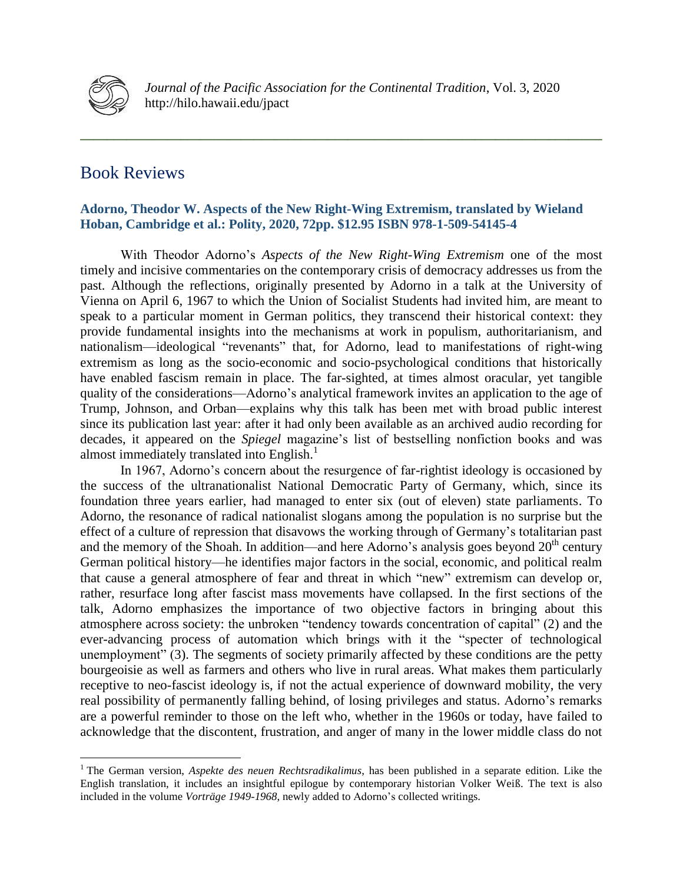# Book Reviews

### Adorno, Theodor W. Aspects of the New Right-Wing Extremism, translated by Wieland Hoban, Cambridge et al.: Polity, 2020, 72pp. $12.95 ISBN 978-1-509-54145-4

With Theodor Adorno's *Aspects of the New Right-Wing Extremism* one of the most timely and incisive commentaries on the contemporary crisis of democracy addresses us from the past. Although the reflections, originally presented by Adorno in a talk at the University of Vienna on April 6, 1967 to which the Union of Socialist Students had invited him, are meant to speak to a particular moment in German politics, they transcend their historical context: they provide fundamental insights into the mechanisms at work in populism, authoritarianism, and nationalism—ideological "revenants" that, for Adorno, lead to manifestations of right-wing extremism as long as the socio-economic and socio-psychological conditions that historically have enabled fascism remain in place. The far-sighted, at times almost oracular, yet tangible quality of the considerations—Adorno's analytical framework invites an application to the age of Trump, Johnson, and Orban—explains why this talk has been met with broad public interest since its publication last year: after it had only been available as an archived audio recording for decades, it appeared on the *Spiegel* magazine's list of bestselling nonfiction books and was almost immediately translated into English.[1]

In 1967, Adorno's concern about the resurgence of far-rightist ideology is occasioned by the success of the ultranationalist National Democratic Party of Germany, which, since its foundation three years earlier, had managed to enter six (out of eleven) state parliaments. To Adorno, the resonance of radical nationalist slogans among the population is no surprise but the effect of a culture of repression that disavows the working through of Germany's totalitarian past and the memory of the Shoah. In addition—and here Adorno's analysis goes beyond 20th century German political history—he identifies major factors in the social, economic, and political realm that cause a general atmosphere of fear and threat in which "new" extremism can develop or, rather, resurface long after fascist mass movements have collapsed. In the first sections of the talk, Adorno emphasizes the importance of two objective factors in bringing about this atmosphere across society: the unbroken "tendency towards concentration of capital" (2) and the ever-advancing process of automation which brings with it the "specter of technological unemployment" (3). The segments of society primarily affected by these conditions are the petty bourgeoisie as well as farmers and others who live in rural areas. What makes them particularly receptive to neo-fascist ideology is, if not the actual experience of downward mobility, the very real possibility of permanently falling behind, of losing privileges and status. Adorno's remarks are a powerful reminder to those on the left who, whether in the 1960s or today, have failed to acknowledge that the discontent, frustration, and anger of many in the lower middle class do not

[1] The German version, *Aspekte des neuen Rechtsradikalimus*, has been published in a separate edition. Like the English translation, it includes an insightful epilogue by contemporary historian Volker Weiß. The text is also included in the volume *Vorträge 1949-1968*, newly added to Adorno's collected writings.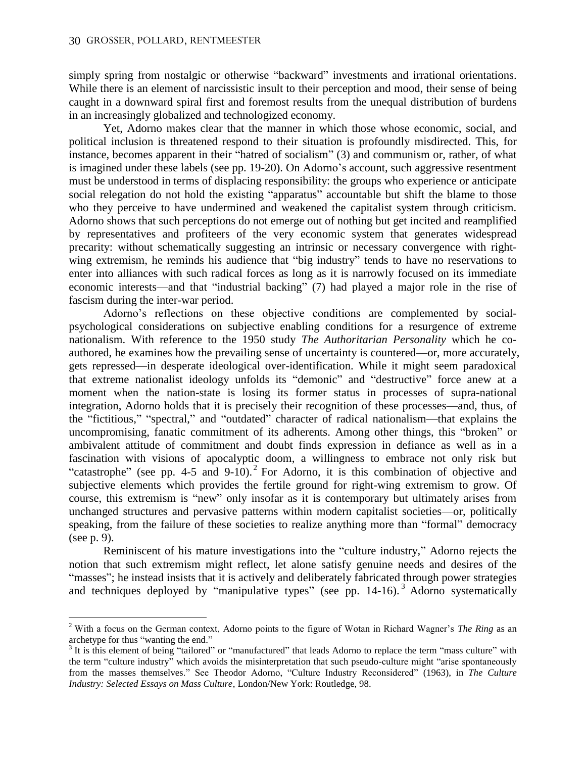simply spring from nostalgic or otherwise "backward" investments and irrational orientations. While there is an element of narcissistic insult to their perception and mood, their sense of being caught in a downward spiral first and foremost results from the unequal distribution of burdens in an increasingly globalized and technologized economy.

Yet, Adorno makes clear that the manner in which those whose economic, social, and political inclusion is threatened respond to their situation is profoundly misdirected. This, for instance, becomes apparent in their "hatred of socialism" (3) and communism or, rather, of what is imagined under these labels (see pp. 19-20). On Adorno's account, such aggressive resentment must be understood in terms of displacing responsibility: the groups who experience or anticipate social relegation do not hold the existing "apparatus" accountable but shift the blame to those who they perceive to have undermined and weakened the capitalist system through criticism. Adorno shows that such perceptions do not emerge out of nothing but get incited and reamplified by representatives and profiteers of the very economic system that generates widespread precarity: without schematically suggesting an intrinsic or necessary convergence with right-wing extremism, he reminds his audience that "big industry" tends to have no reservations to enter into alliances with such radical forces as long as it is narrowly focused on its immediate economic interests—and that "industrial backing" (7) had played a major role in the rise of fascism during the inter-war period.

Adorno's reflections on these objective conditions are complemented by social-psychological considerations on subjective enabling conditions for a resurgence of extreme nationalism. With reference to the 1950 study *The Authoritarian Personality* which he co-authored, he examines how the prevailing sense of uncertainty is countered—or, more accurately, gets repressed—in desperate ideological over-identification. While it might seem paradoxical that extreme nationalist ideology unfolds its "demonic" and "destructive" force anew at a moment when the nation-state is losing its former status in processes of supra-national integration, Adorno holds that it is precisely their recognition of these processes—and, thus, of the "fictitious," "spectral," and "outdated" character of radical nationalism—that explains the uncompromising, fanatic commitment of its adherents. Among other things, this "broken" or ambivalent attitude of commitment and doubt finds expression in defiance as well as in a fascination with visions of apocalyptic doom, a willingness to embrace not only risk but "catastrophe" (see pp. 4-5 and 9-10).[2] For Adorno, it is this combination of objective and subjective elements which provides the fertile ground for right-wing extremism to grow. Of course, this extremism is "new" only insofar as it is contemporary but ultimately arises from unchanged structures and pervasive patterns within modern capitalist societies—or, politically speaking, from the failure of these societies to realize anything more than "formal" democracy (see p. 9).

Reminiscent of his mature investigations into the "culture industry," Adorno rejects the notion that such extremism might reflect, let alone satisfy genuine needs and desires of the "masses"; he instead insists that it is actively and deliberately fabricated through power strategies and techniques deployed by "manipulative types" (see pp. 14-16).[3] Adorno systematically

---

[2] With a focus on the German context, Adorno points to the figure of Wotan in Richard Wagner's *The Ring* as an archetype for thus "wanting the end."

[3] It is this element of being "tailored" or "manufactured" that leads Adorno to replace the term "mass culture" with the term "culture industry" which avoids the misinterpretation that such pseudo-culture might "arise spontaneously from the masses themselves." See Theodor Adorno, "Culture Industry Reconsidered" (1963), in *The Culture Industry: Selected Essays on Mass Culture*, London/New York: Routledge, 98.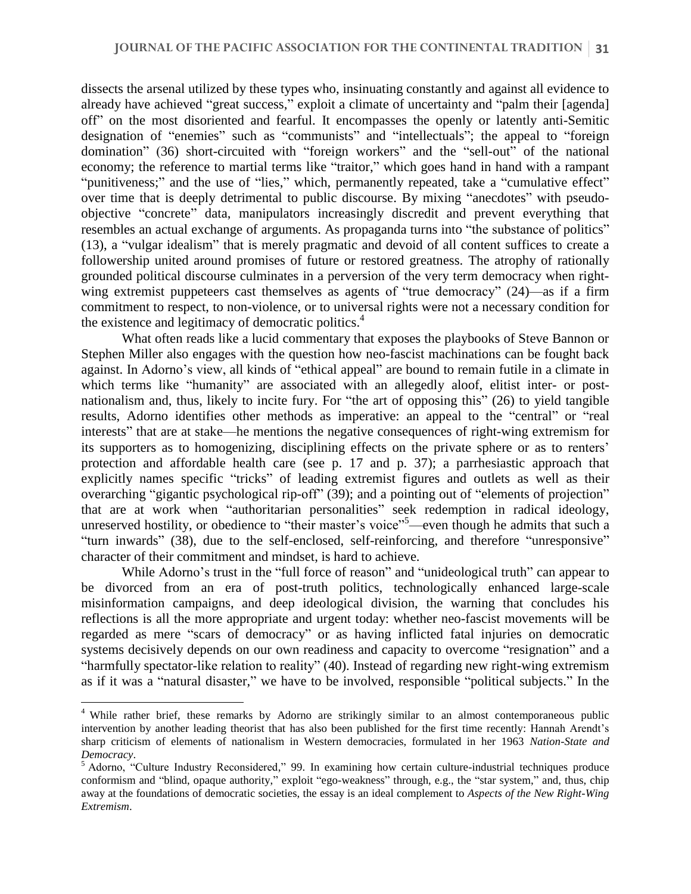dissects the arsenal utilized by these types who, insinuating constantly and against all evidence to already have achieved "great success," exploit a climate of uncertainty and "palm their [agenda] off" on the most disoriented and fearful. It encompasses the openly or latently anti-Semitic designation of "enemies" such as "communists" and "intellectuals"; the appeal to "foreign domination" (36) short-circuited with "foreign workers" and the "sell-out" of the national economy; the reference to martial terms like "traitor," which goes hand in hand with a rampant "punitiveness;" and the use of "lies," which, permanently repeated, take a "cumulative effect" over time that is deeply detrimental to public discourse. By mixing "anecdotes" with pseudo-objective "concrete" data, manipulators increasingly discredit and prevent everything that resembles an actual exchange of arguments. As propaganda turns into "the substance of politics" (13), a "vulgar idealism" that is merely pragmatic and devoid of all content suffices to create a followership united around promises of future or restored greatness. The atrophy of rationally grounded political discourse culminates in a perversion of the very term democracy when right-wing extremist puppeteers cast themselves as agents of "true democracy" (24)—as if a firm commitment to respect, to non-violence, or to universal rights were not a necessary condition for the existence and legitimacy of democratic politics.[4]

What often reads like a lucid commentary that exposes the playbooks of Steve Bannon or Stephen Miller also engages with the question how neo-fascist machinations can be fought back against. In Adorno's view, all kinds of "ethical appeal" are bound to remain futile in a climate in which terms like "humanity" are associated with an allegedly aloof, elitist inter- or post-nationalism and, thus, likely to incite fury. For "the art of opposing this" (26) to yield tangible results, Adorno identifies other methods as imperative: an appeal to the "central" or "real interests" that are at stake—he mentions the negative consequences of right-wing extremism for its supporters as to homogenizing, disciplining effects on the private sphere or as to renters' protection and affordable health care (see p. 17 and p. 37); a parrhesiastic approach that explicitly names specific "tricks" of leading extremist figures and outlets as well as their overarching "gigantic psychological rip-off" (39); and a pointing out of "elements of projection" that are at work when "authoritarian personalities" seek redemption in radical ideology, unreserved hostility, or obedience to "their master's voice"[5]—even though he admits that such a "turn inwards" (38), due to the self-enclosed, self-reinforcing, and therefore "unresponsive" character of their commitment and mindset, is hard to achieve.

While Adorno's trust in the "full force of reason" and "unideological truth" can appear to be divorced from an era of post-truth politics, technologically enhanced large-scale misinformation campaigns, and deep ideological division, the warning that concludes his reflections is all the more appropriate and urgent today: whether neo-fascist movements will be regarded as mere "scars of democracy" or as having inflicted fatal injuries on democratic systems decisively depends on our own readiness and capacity to overcome "resignation" and a "harmfully spectator-like relation to reality" (40). Instead of regarding new right-wing extremism as if it was a "natural disaster," we have to be involved, responsible "political subjects." In the

---

[4] While rather brief, these remarks by Adorno are strikingly similar to an almost contemporaneous public intervention by another leading theorist that has also been published for the first time recently: Hannah Arendt's sharp criticism of elements of nationalism in Western democracies, formulated in her 1963 *Nation-State and Democracy*.

[5] Adorno, "Culture Industry Reconsidered," 99. In examining how certain culture-industrial techniques produce conformism and "blind, opaque authority," exploit "ego-weakness" through, e.g., the "star system," and, thus, chip away at the foundations of democratic societies, the essay is an ideal complement to *Aspects of the New Right-Wing Extremism*.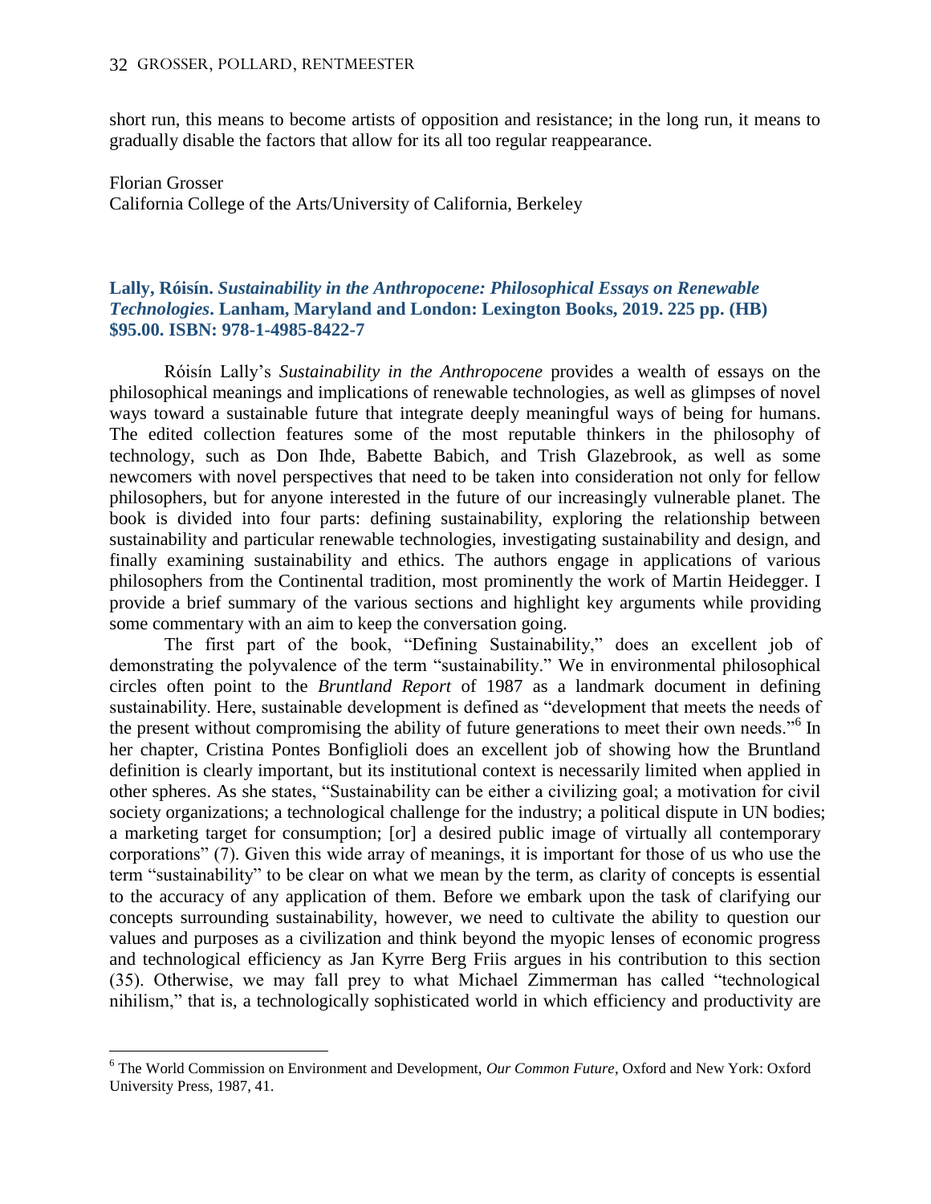short run, this means to become artists of opposition and resistance; in the long run, it means to gradually disable the factors that allow for its all too regular reappearance.

Florian Grosser
California College of the Arts/University of California, Berkeley

### Lally, Róisín. *Sustainability in the Anthropocene: Philosophical Essays on Renewable Technologies*. Lanham, Maryland and London: Lexington Books, 2019. 225 pp. (HB) $95.00. ISBN: 978-1-4985-8422-7

Róisín Lally's *Sustainability in the Anthropocene* provides a wealth of essays on the philosophical meanings and implications of renewable technologies, as well as glimpses of novel ways toward a sustainable future that integrate deeply meaningful ways of being for humans. The edited collection features some of the most reputable thinkers in the philosophy of technology, such as Don Ihde, Babette Babich, and Trish Glazebrook, as well as some newcomers with novel perspectives that need to be taken into consideration not only for fellow philosophers, but for anyone interested in the future of our increasingly vulnerable planet. The book is divided into four parts: defining sustainability, exploring the relationship between sustainability and particular renewable technologies, investigating sustainability and design, and finally examining sustainability and ethics. The authors engage in applications of various philosophers from the Continental tradition, most prominently the work of Martin Heidegger. I provide a brief summary of the various sections and highlight key arguments while providing some commentary with an aim to keep the conversation going.

The first part of the book, "Defining Sustainability," does an excellent job of demonstrating the polyvalence of the term "sustainability." We in environmental philosophical circles often point to the *Bruntland Report* of 1987 as a landmark document in defining sustainability. Here, sustainable development is defined as "development that meets the needs of the present without compromising the ability of future generations to meet their own needs."[6] In her chapter, Cristina Pontes Bonfiglioli does an excellent job of showing how the Bruntland definition is clearly important, but its institutional context is necessarily limited when applied in other spheres. As she states, "Sustainability can be either a civilizing goal; a motivation for civil society organizations; a technological challenge for the industry; a political dispute in UN bodies; a marketing target for consumption; [or] a desired public image of virtually all contemporary corporations" (7). Given this wide array of meanings, it is important for those of us who use the term "sustainability" to be clear on what we mean by the term, as clarity of concepts is essential to the accuracy of any application of them. Before we embark upon the task of clarifying our concepts surrounding sustainability, however, we need to cultivate the ability to question our values and purposes as a civilization and think beyond the myopic lenses of economic progress and technological efficiency as Jan Kyrre Berg Friis argues in his contribution to this section (35). Otherwise, we may fall prey to what Michael Zimmerman has called "technological nihilism," that is, a technologically sophisticated world in which efficiency and productivity are

[6] The World Commission on Environment and Development, *Our Common Future*, Oxford and New York: Oxford University Press, 1987, 41.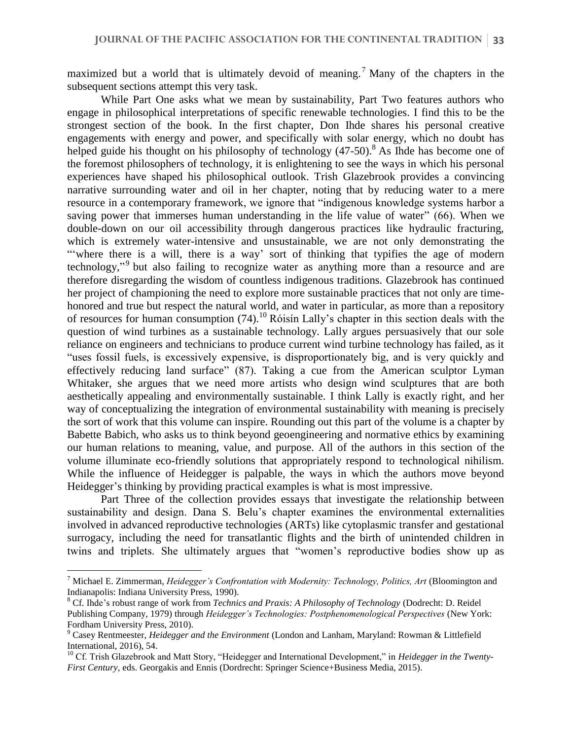maximized but a world that is ultimately devoid of meaning.[7] Many of the chapters in the subsequent sections attempt this very task.

While Part One asks what we mean by sustainability, Part Two features authors who engage in philosophical interpretations of specific renewable technologies. I find this to be the strongest section of the book. In the first chapter, Don Ihde shares his personal creative engagements with energy and power, and specifically with solar energy, which no doubt has helped guide his thought on his philosophy of technology (47-50).[8] As Ihde has become one of the foremost philosophers of technology, it is enlightening to see the ways in which his personal experiences have shaped his philosophical outlook. Trish Glazebrook provides a convincing narrative surrounding water and oil in her chapter, noting that by reducing water to a mere resource in a contemporary framework, we ignore that "indigenous knowledge systems harbor a saving power that immerses human understanding in the life value of water" (66). When we double-down on our oil accessibility through dangerous practices like hydraulic fracturing, which is extremely water-intensive and unsustainable, we are not only demonstrating the "'where there is a will, there is a way' sort of thinking that typifies the age of modern technology,"[9] but also failing to recognize water as anything more than a resource and are therefore disregarding the wisdom of countless indigenous traditions. Glazebrook has continued her project of championing the need to explore more sustainable practices that not only are time-honored and true but respect the natural world, and water in particular, as more than a repository of resources for human consumption (74).[10] Róisín Lally's chapter in this section deals with the question of wind turbines as a sustainable technology. Lally argues persuasively that our sole reliance on engineers and technicians to produce current wind turbine technology has failed, as it "uses fossil fuels, is excessively expensive, is disproportionately big, and is very quickly and effectively reducing land surface" (87). Taking a cue from the American sculptor Lyman Whitaker, she argues that we need more artists who design wind sculptures that are both aesthetically appealing and environmentally sustainable. I think Lally is exactly right, and her way of conceptualizing the integration of environmental sustainability with meaning is precisely the sort of work that this volume can inspire. Rounding out this part of the volume is a chapter by Babette Babich, who asks us to think beyond geoengineering and normative ethics by examining our human relations to meaning, value, and purpose. All of the authors in this section of the volume illuminate eco-friendly solutions that appropriately respond to technological nihilism. While the influence of Heidegger is palpable, the ways in which the authors move beyond Heidegger's thinking by providing practical examples is what is most impressive.

Part Three of the collection provides essays that investigate the relationship between sustainability and design. Dana S. Belu's chapter examines the environmental externalities involved in advanced reproductive technologies (ARTs) like cytoplasmic transfer and gestational surrogacy, including the need for transatlantic flights and the birth of unintended children in twins and triplets. She ultimately argues that "women's reproductive bodies show up as

---

[7] Michael E. Zimmerman, *Heidegger's Confrontation with Modernity: Technology, Politics, Art* (Bloomington and Indianapolis: Indiana University Press, 1990).

[8] Cf. Ihde's robust range of work from *Technics and Praxis: A Philosophy of Technology* (Dodrecht: D. Reidel Publishing Company, 1979) through *Heidegger's Technologies: Postphenomenological Perspectives* (New York: Fordham University Press, 2010).

[9] Casey Rentmeester, *Heidegger and the Environment* (London and Lanham, Maryland: Rowman & Littlefield International, 2016), 54.

[10] Cf. Trish Glazebrook and Matt Story, "Heidegger and International Development," in *Heidegger in the Twenty-First Century*, eds. Georgakis and Ennis (Dordrecht: Springer Science+Business Media, 2015).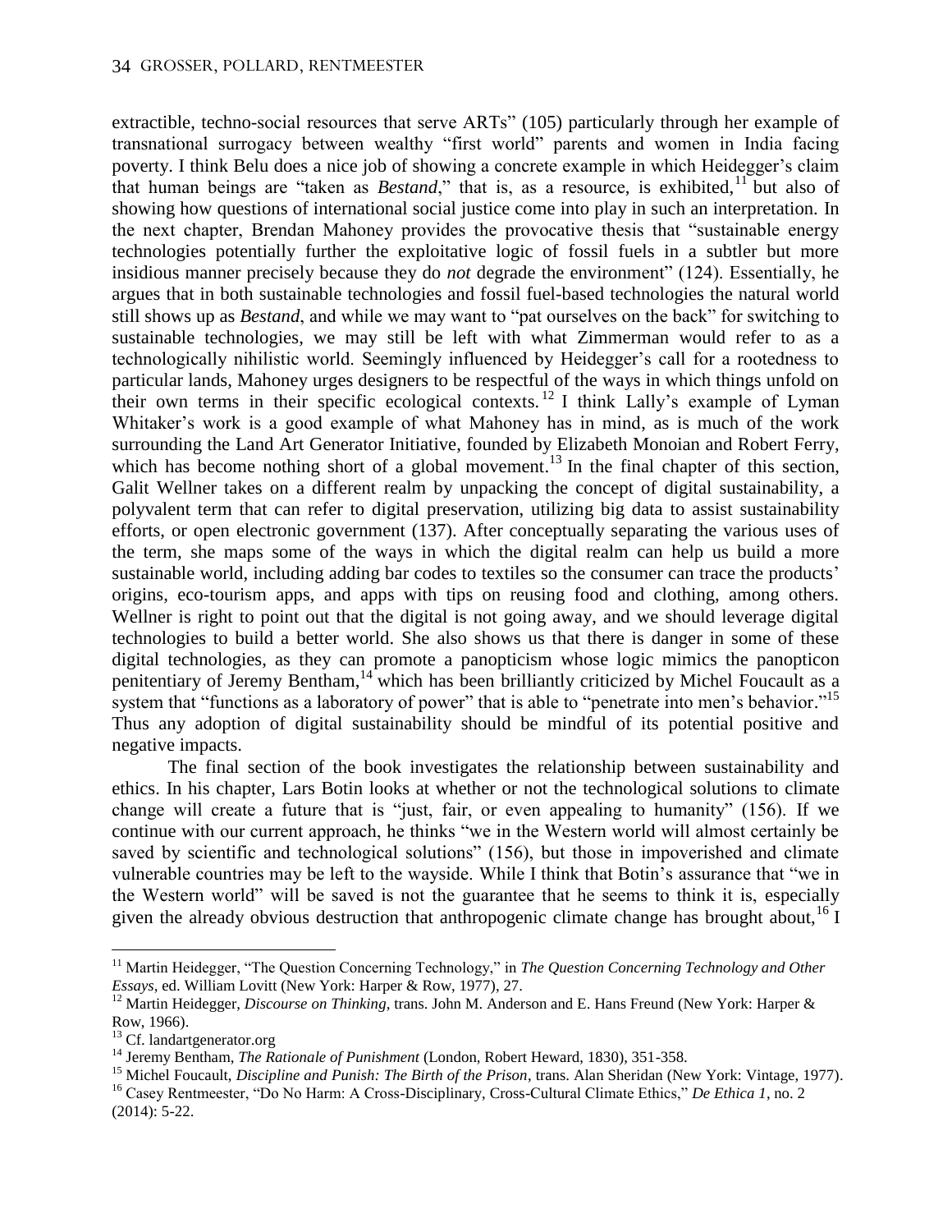extractible, techno-social resources that serve ARTs" (105) particularly through her example of transnational surrogacy between wealthy "first world" parents and women in India facing poverty. I think Belu does a nice job of showing a concrete example in which Heidegger's claim that human beings are "taken as *Bestand*," that is, as a resource, is exhibited,[11] but also of showing how questions of international social justice come into play in such an interpretation. In the next chapter, Brendan Mahoney provides the provocative thesis that "sustainable energy technologies potentially further the exploitative logic of fossil fuels in a subtler but more insidious manner precisely because they do *not* degrade the environment" (124). Essentially, he argues that in both sustainable technologies and fossil fuel-based technologies the natural world still shows up as *Bestand*, and while we may want to "pat ourselves on the back" for switching to sustainable technologies, we may still be left with what Zimmerman would refer to as a technologically nihilistic world. Seemingly influenced by Heidegger's call for a rootedness to particular lands, Mahoney urges designers to be respectful of the ways in which things unfold on their own terms in their specific ecological contexts.[12] I think Lally's example of Lyman Whitaker's work is a good example of what Mahoney has in mind, as is much of the work surrounding the Land Art Generator Initiative, founded by Elizabeth Monoian and Robert Ferry, which has become nothing short of a global movement.[13] In the final chapter of this section, Galit Wellner takes on a different realm by unpacking the concept of digital sustainability, a polyvalent term that can refer to digital preservation, utilizing big data to assist sustainability efforts, or open electronic government (137). After conceptually separating the various uses of the term, she maps some of the ways in which the digital realm can help us build a more sustainable world, including adding bar codes to textiles so the consumer can trace the products' origins, eco-tourism apps, and apps with tips on reusing food and clothing, among others. Wellner is right to point out that the digital is not going away, and we should leverage digital technologies to build a better world. She also shows us that there is danger in some of these digital technologies, as they can promote a panopticism whose logic mimics the panopticon penitentiary of Jeremy Bentham,[14] which has been brilliantly criticized by Michel Foucault as a system that "functions as a laboratory of power" that is able to "penetrate into men's behavior."[15] Thus any adoption of digital sustainability should be mindful of its potential positive and negative impacts.

The final section of the book investigates the relationship between sustainability and ethics. In his chapter, Lars Botin looks at whether or not the technological solutions to climate change will create a future that is "just, fair, or even appealing to humanity" (156). If we continue with our current approach, he thinks "we in the Western world will almost certainly be saved by scientific and technological solutions" (156), but those in impoverished and climate vulnerable countries may be left to the wayside. While I think that Botin's assurance that "we in the Western world" will be saved is not the guarantee that he seems to think it is, especially given the already obvious destruction that anthropogenic climate change has brought about,[16] I

---

[11] Martin Heidegger, "The Question Concerning Technology," in *The Question Concerning Technology and Other Essays*, ed. William Lovitt (New York: Harper & Row, 1977), 27.

[12] Martin Heidegger, *Discourse on Thinking*, trans. John M. Anderson and E. Hans Freund (New York: Harper & Row, 1966).

[13] Cf. landartgenerator.org

[14] Jeremy Bentham, *The Rationale of Punishment* (London, Robert Heward, 1830), 351-358.

[15] Michel Foucault, *Discipline and Punish: The Birth of the Prison*, trans. Alan Sheridan (New York: Vintage, 1977).

[16] Casey Rentmeester, "Do No Harm: A Cross-Disciplinary, Cross-Cultural Climate Ethics," *De Ethica 1*, no. 2 (2014): 5-22.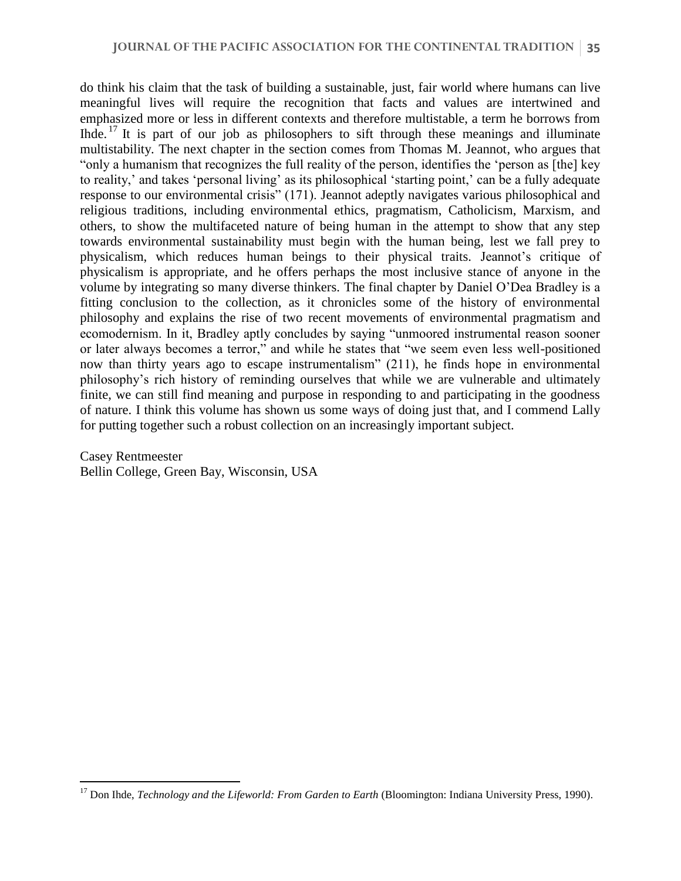do think his claim that the task of building a sustainable, just, fair world where humans can live meaningful lives will require the recognition that facts and values are intertwined and emphasized more or less in different contexts and therefore multistable, a term he borrows from Ihde.[17] It is part of our job as philosophers to sift through these meanings and illuminate multistability. The next chapter in the section comes from Thomas M. Jeannot, who argues that "only a humanism that recognizes the full reality of the person, identifies the 'person as [the] key to reality,' and takes 'personal living' as its philosophical 'starting point,' can be a fully adequate response to our environmental crisis" (171). Jeannot adeptly navigates various philosophical and religious traditions, including environmental ethics, pragmatism, Catholicism, Marxism, and others, to show the multifaceted nature of being human in the attempt to show that any step towards environmental sustainability must begin with the human being, lest we fall prey to physicalism, which reduces human beings to their physical traits. Jeannot's critique of physicalism is appropriate, and he offers perhaps the most inclusive stance of anyone in the volume by integrating so many diverse thinkers. The final chapter by Daniel O'Dea Bradley is a fitting conclusion to the collection, as it chronicles some of the history of environmental philosophy and explains the rise of two recent movements of environmental pragmatism and ecomodernism. In it, Bradley aptly concludes by saying "unmoored instrumental reason sooner or later always becomes a terror," and while he states that "we seem even less well-positioned now than thirty years ago to escape instrumentalism" (211), he finds hope in environmental philosophy's rich history of reminding ourselves that while we are vulnerable and ultimately finite, we can still find meaning and purpose in responding to and participating in the goodness of nature. I think this volume has shown us some ways of doing just that, and I commend Lally for putting together such a robust collection on an increasingly important subject.

Casey Rentmeester
Bellin College, Green Bay, Wisconsin, USA

---

[17] Don Ihde, *Technology and the Lifeworld: From Garden to Earth* (Bloomington: Indiana University Press, 1990).